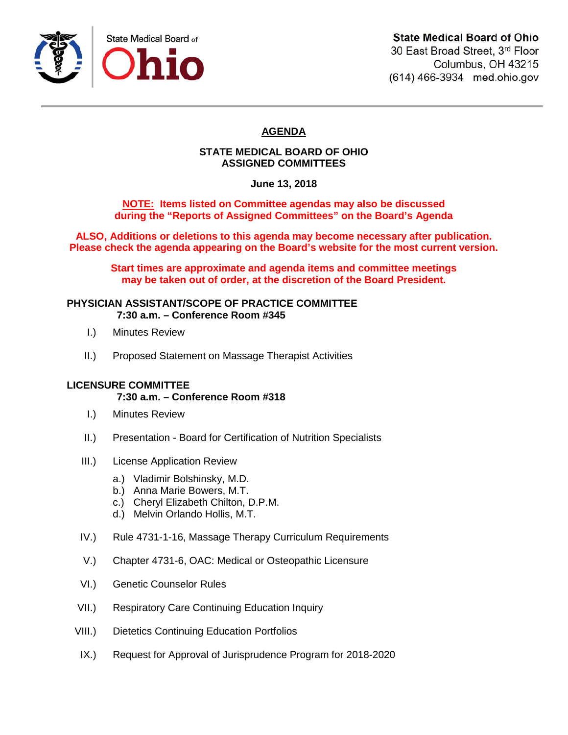State Medical Board of **Ohio**

**State Medical Board of Ohio**
30 East Broad Street, 3rd Floor
Columbus, OH 43215
(614) 466-3934 med.ohio.gov

# AGENDA

## STATE MEDICAL BOARD OF OHIO
## ASSIGNED COMMITTEES

**June 13, 2018**

**NOTE: Items listed on Committee agendas may also be discussed during the "Reports of Assigned Committees" on the Board's Agenda**

**ALSO, Additions or deletions to this agenda may become necessary after publication. Please check the agenda appearing on the Board's website for the most current version.**

**Start times are approximate and agenda items and committee meetings may be taken out of order, at the discretion of the Board President.**

### PHYSICIAN ASSISTANT/SCOPE OF PRACTICE COMMITTEE
**7:30 a.m. – Conference Room #345**

I.) Minutes Review

II.) Proposed Statement on Massage Therapist Activities

### LICENSURE COMMITTEE
**7:30 a.m. – Conference Room #318**

I.) Minutes Review

II.) Presentation - Board for Certification of Nutrition Specialists

III.) License Application Review

- a.) Vladimir Bolshinsky, M.D.
- b.) Anna Marie Bowers, M.T.
- c.) Cheryl Elizabeth Chilton, D.P.M.
- d.) Melvin Orlando Hollis, M.T.

IV.) Rule 4731-1-16, Massage Therapy Curriculum Requirements

V.) Chapter 4731-6, OAC: Medical or Osteopathic Licensure

VI.) Genetic Counselor Rules

VII.) Respiratory Care Continuing Education Inquiry

VIII.) Dietetics Continuing Education Portfolios

IX.) Request for Approval of Jurisprudence Program for 2018-2020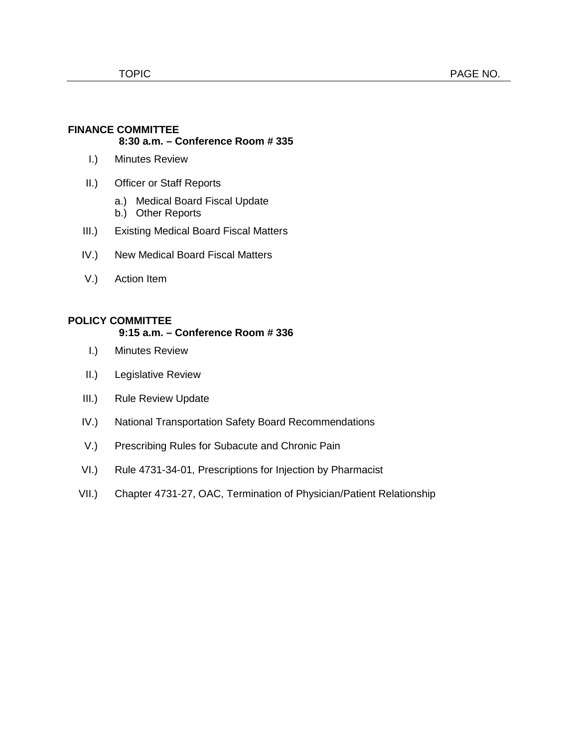| TOPIC | PAGE NO. |
|---|---|

**FINANCE COMMITTEE**
**8:30 a.m. – Conference Room # 335**

I.) Minutes Review

II.) Officer or Staff Reports

- a.) Medical Board Fiscal Update
- b.) Other Reports

III.) Existing Medical Board Fiscal Matters

IV.) New Medical Board Fiscal Matters

V.) Action Item

**POLICY COMMITTEE**
**9:15 a.m. – Conference Room # 336**

I.) Minutes Review

II.) Legislative Review

III.) Rule Review Update

IV.) National Transportation Safety Board Recommendations

V.) Prescribing Rules for Subacute and Chronic Pain

VI.) Rule 4731-34-01, Prescriptions for Injection by Pharmacist

VII.) Chapter 4731-27, OAC, Termination of Physician/Patient Relationship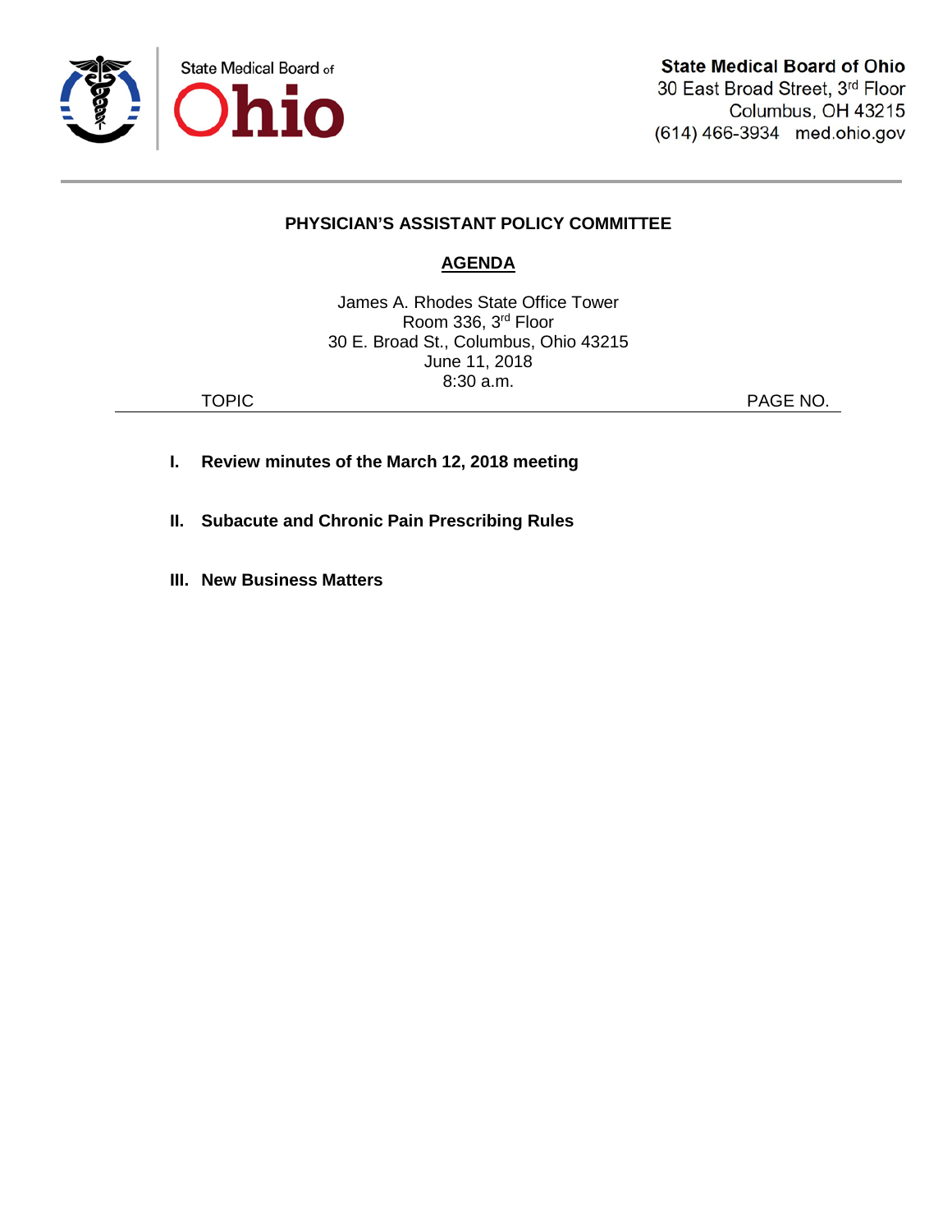State Medical Board of Ohio

**State Medical Board of Ohio**
30 East Broad Street, 3rd Floor
Columbus, OH 43215
(614) 466-3934 med.ohio.gov

---

## PHYSICIAN'S ASSISTANT POLICY COMMITTEE

### AGENDA

James A. Rhodes State Office Tower
Room 336, 3rd Floor
30 E. Broad St., Columbus, Ohio 43215
June 11, 2018
8:30 a.m.

| TOPIC | PAGE NO. |
| --- | --- |
| **I. Review minutes of the March 12, 2018 meeting** | |
| **II. Subacute and Chronic Pain Prescribing Rules** | |
| **III. New Business Matters** | |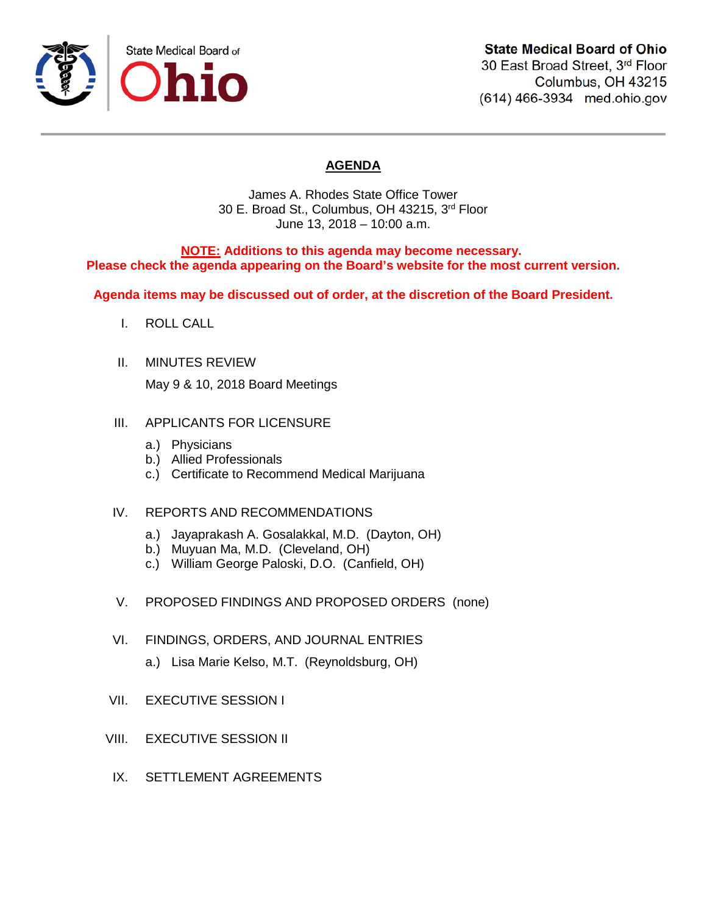State Medical Board of **Ohio**

**State Medical Board of Ohio**
30 East Broad Street, 3rd Floor
Columbus, OH 43215
(614) 466-3934 med.ohio.gov

# AGENDA

James A. Rhodes State Office Tower
30 E. Broad St., Columbus, OH 43215, 3rd Floor
June 13, 2018 – 10:00 a.m.

**NOTE: Additions to this agenda may become necessary.**
**Please check the agenda appearing on the Board's website for the most current version.**

**Agenda items may be discussed out of order, at the discretion of the Board President.**

I. ROLL CALL

II. MINUTES REVIEW

May 9 & 10, 2018 Board Meetings

III. APPLICANTS FOR LICENSURE

a.) Physicians
b.) Allied Professionals
c.) Certificate to Recommend Medical Marijuana

IV. REPORTS AND RECOMMENDATIONS

a.) Jayaprakash A. Gosalakkal, M.D. (Dayton, OH)
b.) Muyuan Ma, M.D. (Cleveland, OH)
c.) William George Paloski, D.O. (Canfield, OH)

V. PROPOSED FINDINGS AND PROPOSED ORDERS (none)

VI. FINDINGS, ORDERS, AND JOURNAL ENTRIES

a.) Lisa Marie Kelso, M.T. (Reynoldsburg, OH)

VII. EXECUTIVE SESSION I

VIII. EXECUTIVE SESSION II

IX. SETTLEMENT AGREEMENTS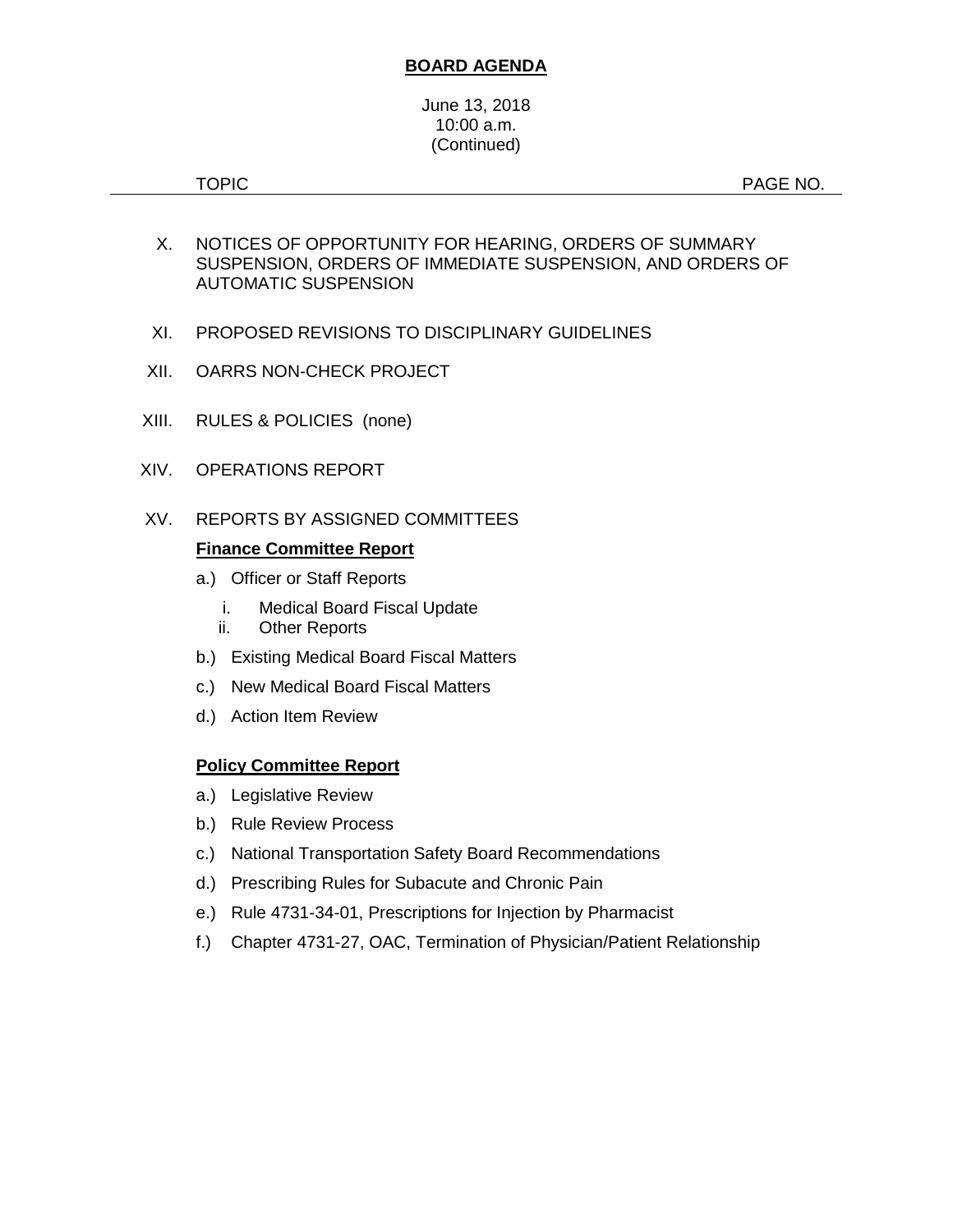**BOARD AGENDA**

June 13, 2018
10:00 a.m.
(Continued)

TOPIC PAGE NO.

X. NOTICES OF OPPORTUNITY FOR HEARING, ORDERS OF SUMMARY SUSPENSION, ORDERS OF IMMEDIATE SUSPENSION, AND ORDERS OF AUTOMATIC SUSPENSION

XI. PROPOSED REVISIONS TO DISCIPLINARY GUIDELINES

XII. OARRS NON-CHECK PROJECT

XIII. RULES & POLICIES (none)

XIV. OPERATIONS REPORT

XV. REPORTS BY ASSIGNED COMMITTEES

**Finance Committee Report**

a.) Officer or Staff Reports

i. Medical Board Fiscal Update
ii. Other Reports

b.) Existing Medical Board Fiscal Matters

c.) New Medical Board Fiscal Matters

d.) Action Item Review

**Policy Committee Report**

a.) Legislative Review

b.) Rule Review Process

c.) National Transportation Safety Board Recommendations

d.) Prescribing Rules for Subacute and Chronic Pain

e.) Rule 4731-34-01, Prescriptions for Injection by Pharmacist

f.) Chapter 4731-27, OAC, Termination of Physician/Patient Relationship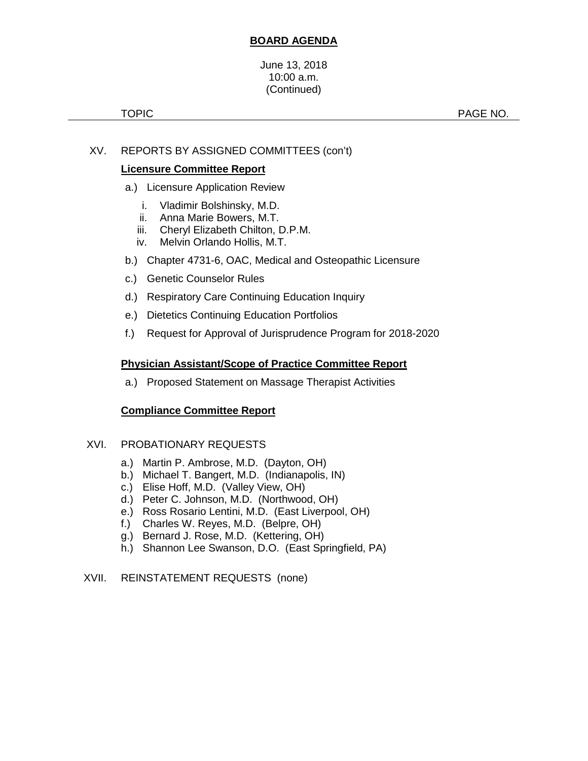**BOARD AGENDA**

June 13, 2018
10:00 a.m.
(Continued)

TOPIC PAGE NO.

XV. REPORTS BY ASSIGNED COMMITTEES (con't)

**Licensure Committee Report**

a.) Licensure Application Review

i. Vladimir Bolshinsky, M.D.
ii. Anna Marie Bowers, M.T.
iii. Cheryl Elizabeth Chilton, D.P.M.
iv. Melvin Orlando Hollis, M.T.

b.) Chapter 4731-6, OAC, Medical and Osteopathic Licensure

c.) Genetic Counselor Rules

d.) Respiratory Care Continuing Education Inquiry

e.) Dietetics Continuing Education Portfolios

f.) Request for Approval of Jurisprudence Program for 2018-2020

**Physician Assistant/Scope of Practice Committee Report**

a.) Proposed Statement on Massage Therapist Activities

**Compliance Committee Report**

XVI. PROBATIONARY REQUESTS

a.) Martin P. Ambrose, M.D. (Dayton, OH)
b.) Michael T. Bangert, M.D. (Indianapolis, IN)
c.) Elise Hoff, M.D. (Valley View, OH)
d.) Peter C. Johnson, M.D. (Northwood, OH)
e.) Ross Rosario Lentini, M.D. (East Liverpool, OH)
f.) Charles W. Reyes, M.D. (Belpre, OH)
g.) Bernard J. Rose, M.D. (Kettering, OH)
h.) Shannon Lee Swanson, D.O. (East Springfield, PA)

XVII. REINSTATEMENT REQUESTS (none)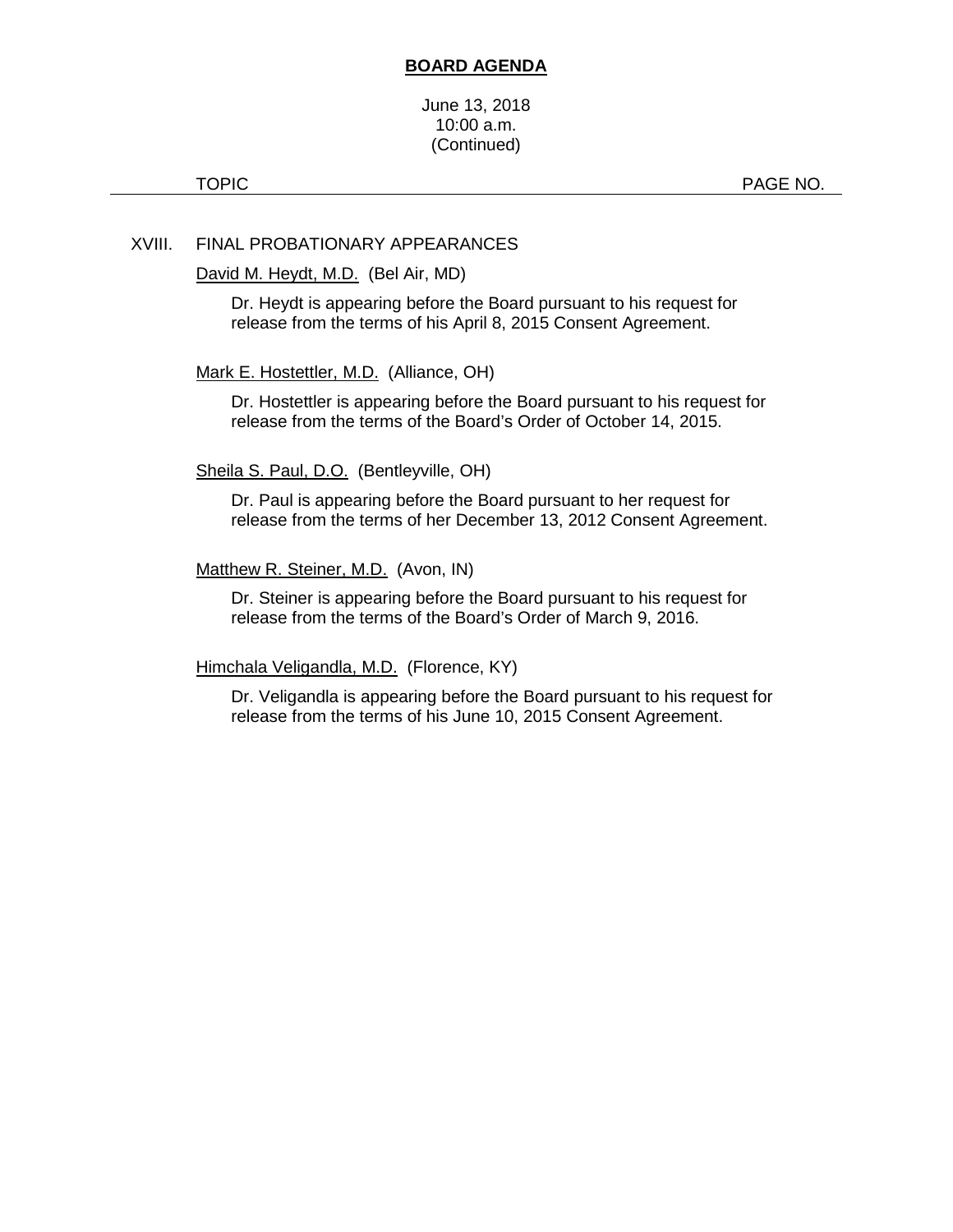**BOARD AGENDA**

June 13, 2018
10:00 a.m.
(Continued)

TOPIC PAGE NO.

XVIII. FINAL PROBATIONARY APPEARANCES

David M. Heydt, M.D. (Bel Air, MD)

Dr. Heydt is appearing before the Board pursuant to his request for release from the terms of his April 8, 2015 Consent Agreement.

Mark E. Hostettler, M.D. (Alliance, OH)

Dr. Hostettler is appearing before the Board pursuant to his request for release from the terms of the Board's Order of October 14, 2015.

Sheila S. Paul, D.O. (Bentleyville, OH)

Dr. Paul is appearing before the Board pursuant to her request for release from the terms of her December 13, 2012 Consent Agreement.

Matthew R. Steiner, M.D. (Avon, IN)

Dr. Steiner is appearing before the Board pursuant to his request for release from the terms of the Board's Order of March 9, 2016.

Himchala Veligandla, M.D. (Florence, KY)

Dr. Veligandla is appearing before the Board pursuant to his request for release from the terms of his June 10, 2015 Consent Agreement.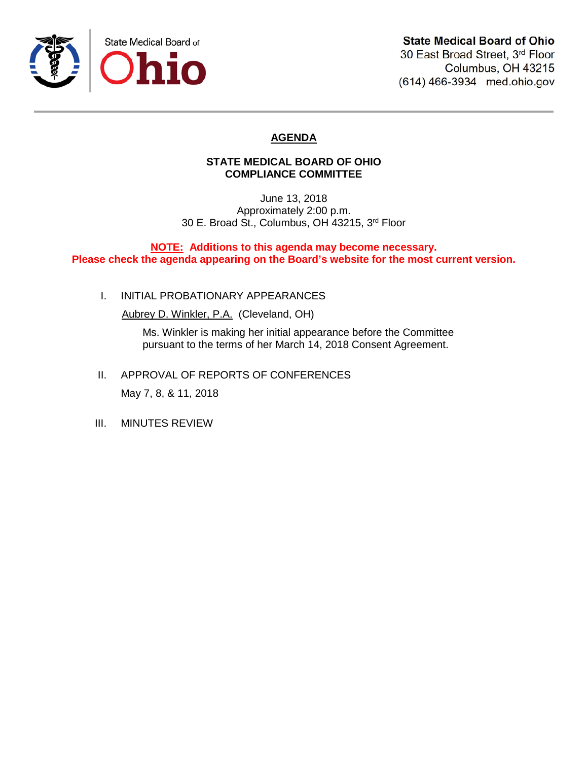State Medical Board of Ohio

**State Medical Board of Ohio**
30 East Broad Street, 3rd Floor
Columbus, OH 43215
(614) 466-3934 med.ohio.gov

# AGENDA

## STATE MEDICAL BOARD OF OHIO
## COMPLIANCE COMMITTEE

June 13, 2018
Approximately 2:00 p.m.
30 E. Broad St., Columbus, OH 43215, 3rd Floor

**NOTE: Additions to this agenda may become necessary.**
**Please check the agenda appearing on the Board's website for the most current version.**

I. INITIAL PROBATIONARY APPEARANCES

Aubrey D. Winkler, P.A. (Cleveland, OH)

Ms. Winkler is making her initial appearance before the Committee pursuant to the terms of her March 14, 2018 Consent Agreement.

II. APPROVAL OF REPORTS OF CONFERENCES

May 7, 8, & 11, 2018

III. MINUTES REVIEW